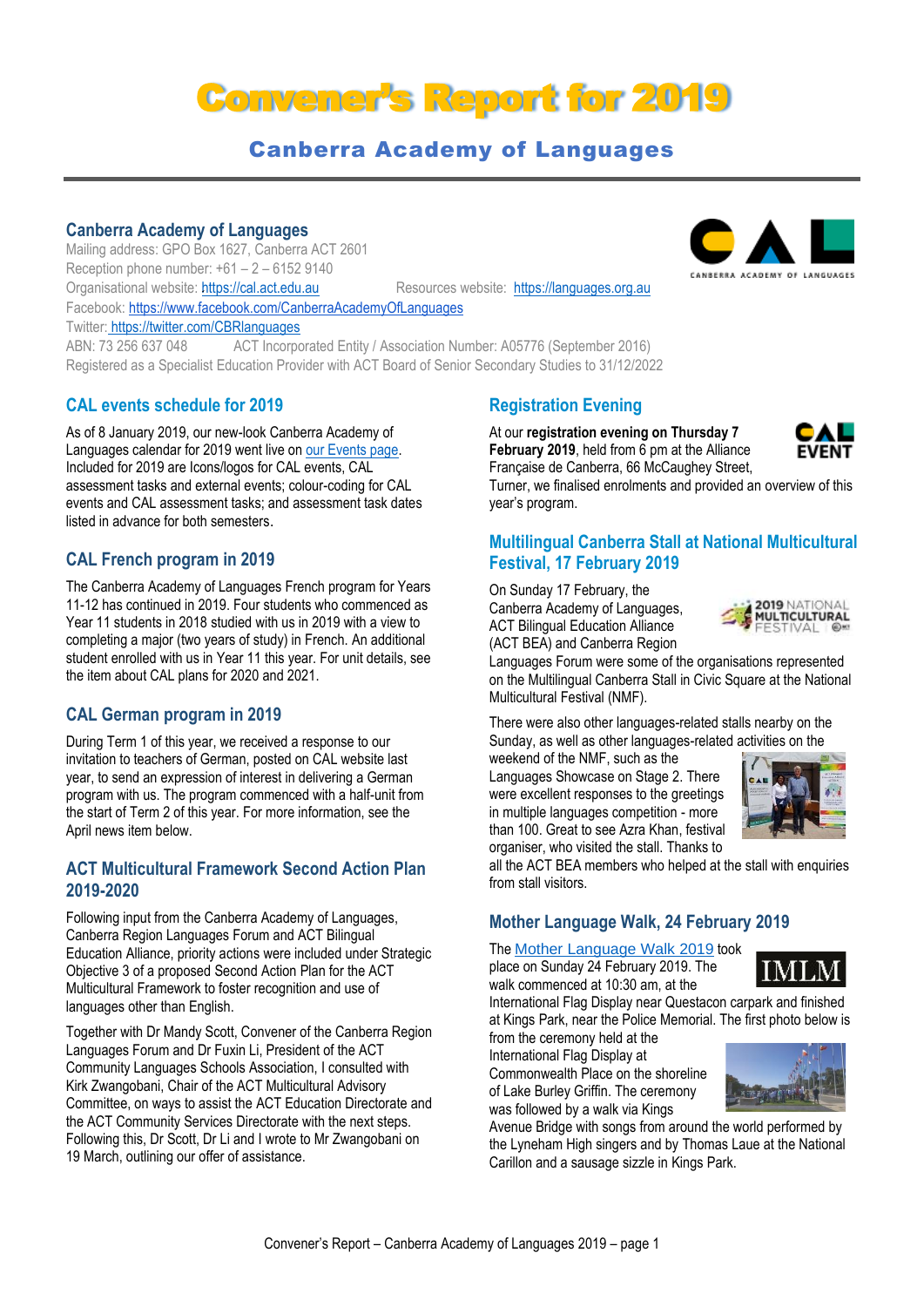# Convener's Report for 2019

## Canberra Academy of Languages

### Canberra Academy of Languages

Mailing address: GPO Box 1627, Canberra ACT 2601
Reception phone number: +61 – 2 – 6152 9140
Organisational website: https://cal.act.edu.au Resources website: https://languages.org.au
Facebook: https://www.facebook.com/CanberraAcademyOfLanguages
Twitter: https://twitter.com/CBRlanguages
ABN: 73 256 637 048 ACT Incorporated Entity / Association Number: A05776 (September 2016)
Registered as a Specialist Education Provider with ACT Board of Senior Secondary Studies to 31/12/2022

### CAL events schedule for 2019

As of 8 January 2019, our new-look Canberra Academy of Languages calendar for 2019 went live on our Events page. Included for 2019 are Icons/logos for CAL events, CAL assessment tasks and external events; colour-coding for CAL events and CAL assessment tasks; and assessment task dates listed in advance for both semesters.

### CAL French program in 2019

The Canberra Academy of Languages French program for Years 11-12 has continued in 2019. Four students who commenced as Year 11 students in 2018 studied with us in 2019 with a view to completing a major (two years of study) in French. An additional student enrolled with us in Year 11 this year. For unit details, see the item about CAL plans for 2020 and 2021.

### CAL German program in 2019

During Term 1 of this year, we received a response to our invitation to teachers of German, posted on CAL website last year, to send an expression of interest in delivering a German program with us. The program commenced with a half-unit from the start of Term 2 of this year. For more information, see the April news item below.

### ACT Multicultural Framework Second Action Plan 2019-2020

Following input from the Canberra Academy of Languages, Canberra Region Languages Forum and ACT Bilingual Education Alliance, priority actions were included under Strategic Objective 3 of a proposed Second Action Plan for the ACT Multicultural Framework to foster recognition and use of languages other than English.

Together with Dr Mandy Scott, Convener of the Canberra Region Languages Forum and Dr Fuxin Li, President of the ACT Community Languages Schools Association, I consulted with Kirk Zwangobani, Chair of the ACT Multicultural Advisory Committee, on ways to assist the ACT Education Directorate and the ACT Community Services Directorate with the next steps. Following this, Dr Scott, Dr Li and I wrote to Mr Zwangobani on 19 March, outlining our offer of assistance.

### Registration Evening

At our **registration evening on Thursday 7 February 2019**, held from 6 pm at the Alliance Française de Canberra, 66 McCaughey Street, Turner, we finalised enrolments and provided an overview of this year's program.

### Multilingual Canberra Stall at National Multicultural Festival, 17 February 2019

On Sunday 17 February, the Canberra Academy of Languages, ACT Bilingual Education Alliance (ACT BEA) and Canberra Region Languages Forum were some of the organisations represented on the Multilingual Canberra Stall in Civic Square at the National Multicultural Festival (NMF).

There were also other languages-related stalls nearby on the Sunday, as well as other languages-related activities on the weekend of the NMF, such as the Languages Showcase on Stage 2. There were excellent responses to the greetings in multiple languages competition - more than 100. Great to see Azra Khan, festival organiser, who visited the stall. Thanks to all the ACT BEA members who helped at the stall with enquiries from stall visitors.

### Mother Language Walk, 24 February 2019

The Mother Language Walk 2019 took place on Sunday 24 February 2019. The walk commenced at 10:30 am, at the International Flag Display near Questacon carpark and finished at Kings Park, near the Police Memorial. The first photo below is from the ceremony held at the International Flag Display at Commonwealth Place on the shoreline of Lake Burley Griffin. The ceremony was followed by a walk via Kings Avenue Bridge with songs from around the world performed by the Lyneham High singers and by Thomas Laue at the National Carillon and a sausage sizzle in Kings Park.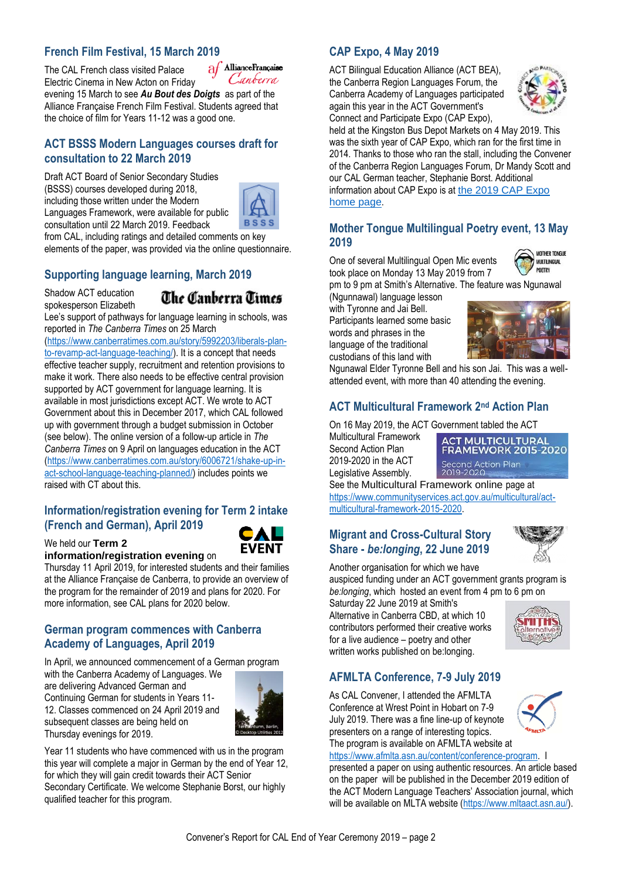## French Film Festival, 15 March 2019

The CAL French class visited Palace Electric Cinema in New Acton on Friday evening 15 March to see ***Au Bout des Doigts*** as part of the Alliance Française French Film Festival. Students agreed that the choice of film for Years 11-12 was a good one.

## ACT BSSS Modern Languages courses draft for consultation to 22 March 2019

Draft ACT Board of Senior Secondary Studies (BSSS) courses developed during 2018, including those written under the Modern Languages Framework, were available for public consultation until 22 March 2019. Feedback from CAL, including ratings and detailed comments on key elements of the paper, was provided via the online questionnaire.

## Supporting language learning, March 2019

Shadow ACT education spokesperson Elizabeth Lee's support of pathways for language learning in schools, was reported in *The Canberra Times* on 25 March (https://www.canberratimes.com.au/story/5992203/liberals-plan-to-revamp-act-language-teaching/). It is a concept that needs effective teacher supply, recruitment and retention provisions to make it work. There also needs to be effective central provision supported by ACT government for language learning. It is available in most jurisdictions except ACT. We wrote to ACT Government about this in December 2017, which CAL followed up with government through a budget submission in October (see below). The online version of a follow-up article in *The Canberra Times* on 9 April on languages education in the ACT (https://www.canberratimes.com.au/story/6006721/shake-up-in-act-school-language-teaching-planned/) includes points we raised with CT about this.

## Information/registration evening for Term 2 intake (French and German), April 2019

We held our **Term 2 information/registration evening** on Thursday 11 April 2019, for interested students and their families at the Alliance Française de Canberra, to provide an overview of the program for the remainder of 2019 and plans for 2020. For more information, see CAL plans for 2020 below.

## German program commences with Canberra Academy of Languages, April 2019

In April, we announced commencement of a German program with the Canberra Academy of Languages. We are delivering Advanced German and Continuing German for students in Years 11-12. Classes commenced on 24 April 2019 and subsequent classes are being held on Thursday evenings for 2019.

Year 11 students who have commenced with us in the program this year will complete a major in German by the end of Year 12, for which they will gain credit towards their ACT Senior Secondary Certificate. We welcome Stephanie Borst, our highly qualified teacher for this program.

## CAP Expo, 4 May 2019

ACT Bilingual Education Alliance (ACT BEA), the Canberra Region Languages Forum, the Canberra Academy of Languages participated again this year in the ACT Government's Connect and Participate Expo (CAP Expo), held at the Kingston Bus Depot Markets on 4 May 2019. This was the sixth year of CAP Expo, which ran for the first time in 2014. Thanks to those who ran the stall, including the Convener of the Canberra Region Languages Forum, Dr Mandy Scott and our CAL German teacher, Stephanie Borst. Additional information about CAP Expo is at the 2019 CAP Expo home page.

## Mother Tongue Multilingual Poetry event, 13 May 2019

One of several Multilingual Open Mic events took place on Monday 13 May 2019 from 7 pm to 9 pm at Smith's Alternative. The feature was Ngunawal (Ngunnawal) language lesson with Tyronne and Jai Bell. Participants learned some basic words and phrases in the language of the traditional custodians of this land with Ngunawal Elder Tyronne Bell and his son Jai. This was a well-attended event, with more than 40 attending the evening.

## ACT Multicultural Framework 2nd Action Plan

On 16 May 2019, the ACT Government tabled the ACT Multicultural Framework Second Action Plan 2019-2020 in the ACT Legislative Assembly. See the Multicultural Framework online page at https://www.communityservices.act.gov.au/multicultural/act-multicultural-framework-2015-2020.

## Migrant and Cross-Cultural Story Share - *be:longing*, 22 June 2019

Another organisation for which we have auspiced funding under an ACT government grants program is *be:longing*, which hosted an event from 4 pm to 6 pm on Saturday 22 June 2019 at Smith's Alternative in Canberra CBD, at which 10 contributors performed their creative works for a live audience – poetry and other written works published on be:longing.

## AFMLTA Conference, 7-9 July 2019

As CAL Convener, I attended the AFMLTA Conference at Wrest Point in Hobart on 7-9 July 2019. There was a fine line-up of keynote presenters on a range of interesting topics. The program is available on AFMLTA website at https://www.afmlta.asn.au/content/conference-program. I presented a paper on using authentic resources. An article based on the paper will be published in the December 2019 edition of the ACT Modern Language Teachers' Association journal, which will be available on MLTA website (https://www.mltaact.asn.au/).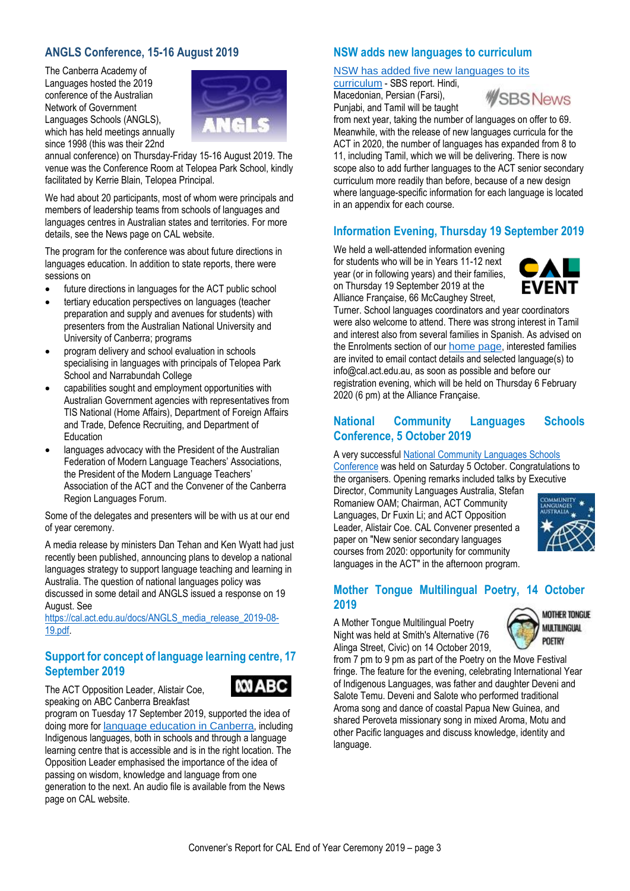## ANGLS Conference, 15-16 August 2019

The Canberra Academy of Languages hosted the 2019 conference of the Australian Network of Government Languages Schools (ANGLS), which has held meetings annually since 1998 (this was their 22nd annual conference) on Thursday-Friday 15-16 August 2019. The venue was the Conference Room at Telopea Park School, kindly facilitated by Kerrie Blain, Telopea Principal.

We had about 20 participants, most of whom were principals and members of leadership teams from schools of languages and languages centres in Australian states and territories. For more details, see the News page on CAL website.

The program for the conference was about future directions in languages education. In addition to state reports, there were sessions on

- future directions in languages for the ACT public school
- tertiary education perspectives on languages (teacher preparation and supply and avenues for students) with presenters from the Australian National University and University of Canberra; programs
- program delivery and school evaluation in schools specialising in languages with principals of Telopea Park School and Narrabundah College
- capabilities sought and employment opportunities with Australian Government agencies with representatives from TIS National (Home Affairs), Department of Foreign Affairs and Trade, Defence Recruiting, and Department of Education
- languages advocacy with the President of the Australian Federation of Modern Language Teachers' Associations, the President of the Modern Language Teachers' Association of the ACT and the Convener of the Canberra Region Languages Forum.

Some of the delegates and presenters will be with us at our end of year ceremony.

A media release by ministers Dan Tehan and Ken Wyatt had just recently been published, announcing plans to develop a national languages strategy to support language teaching and learning in Australia. The question of national languages policy was discussed in some detail and ANGLS issued a response on 19 August. See https://cal.act.edu.au/docs/ANGLS_media_release_2019-08-19.pdf.

## Support for concept of language learning centre, 17 September 2019

The ACT Opposition Leader, Alistair Coe, speaking on ABC Canberra Breakfast program on Tuesday 17 September 2019, supported the idea of doing more for language education in Canberra, including Indigenous languages, both in schools and through a language learning centre that is accessible and is in the right location. The Opposition Leader emphasised the importance of the idea of passing on wisdom, knowledge and language from one generation to the next. An audio file is available from the News page on CAL website.

## NSW adds new languages to curriculum

NSW has added five new languages to its curriculum - SBS report. Hindi, Macedonian, Persian (Farsi), Punjabi, and Tamil will be taught from next year, taking the number of languages on offer to 69. Meanwhile, with the release of new languages curricula for the ACT in 2020, the number of languages has expanded from 8 to 11, including Tamil, which we will be delivering. There is now scope also to add further languages to the ACT senior secondary curriculum more readily than before, because of a new design where language-specific information for each language is located in an appendix for each course.

## Information Evening, Thursday 19 September 2019

We held a well-attended information evening for students who will be in Years 11-12 next year (or in following years) and their families, on Thursday 19 September 2019 at the Alliance Française, 66 McCaughey Street, Turner. School languages coordinators and year coordinators were also welcome to attend. There was strong interest in Tamil and interest also from several families in Spanish. As advised on the Enrolments section of our home page, interested families are invited to email contact details and selected language(s) to info@cal.act.edu.au, as soon as possible and before our registration evening, which will be held on Thursday 6 February 2020 (6 pm) at the Alliance Française.

## National Community Languages Schools Conference, 5 October 2019

A very successful National Community Languages Schools Conference was held on Saturday 5 October. Congratulations to the organisers. Opening remarks included talks by Executive Director, Community Languages Australia, Stefan Romaniew OAM; Chairman, ACT Community Languages, Dr Fuxin Li; and ACT Opposition Leader, Alistair Coe. CAL Convener presented a paper on "New senior secondary languages courses from 2020: opportunity for community languages in the ACT" in the afternoon program.

## Mother Tongue Multilingual Poetry, 14 October 2019

A Mother Tongue Multilingual Poetry Night was held at Smith's Alternative (76 Alinga Street, Civic) on 14 October 2019, from 7 pm to 9 pm as part of the Poetry on the Move Festival fringe. The feature for the evening, celebrating International Year of Indigenous Languages, was father and daughter Deveni and Salote Temu. Deveni and Salote who performed traditional Aroma song and dance of coastal Papua New Guinea, and shared Peroveta missionary song in mixed Aroma, Motu and other Pacific languages and discuss knowledge, identity and language.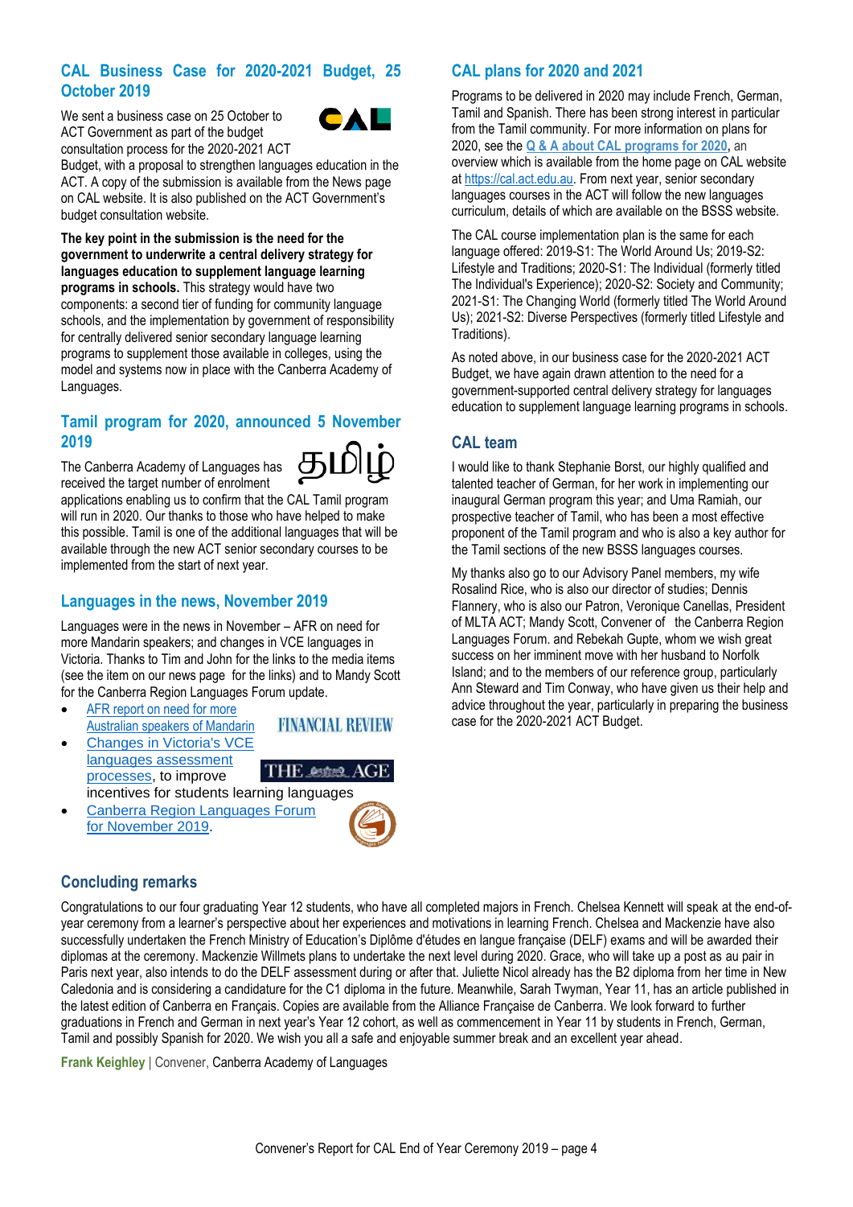## CAL Business Case for 2020-2021 Budget, 25 October 2019

We sent a business case on 25 October to ACT Government as part of the budget consultation process for the 2020-2021 ACT Budget, with a proposal to strengthen languages education in the ACT. A copy of the submission is available from the News page on CAL website. It is also published on the ACT Government's budget consultation website.

**The key point in the submission is the need for the government to underwrite a central delivery strategy for languages education to supplement language learning programs in schools.** This strategy would have two components: a second tier of funding for community language schools, and the implementation by government of responsibility for centrally delivered senior secondary language learning programs to supplement those available in colleges, using the model and systems now in place with the Canberra Academy of Languages.

## Tamil program for 2020, announced 5 November 2019

The Canberra Academy of Languages has received the target number of enrolment applications enabling us to confirm that the CAL Tamil program will run in 2020. Our thanks to those who have helped to make this possible. Tamil is one of the additional languages that will be available through the new ACT senior secondary courses to be implemented from the start of next year.

## Languages in the news, November 2019

Languages were in the news in November – AFR on need for more Mandarin speakers; and changes in VCE languages in Victoria. Thanks to Tim and John for the links to the media items (see the item on our news page for the links) and to Mandy Scott for the Canberra Region Languages Forum update.

- AFR report on need for more Australian speakers of Mandarin
- Changes in Victoria's VCE languages assessment processes, to improve incentives for students learning languages
- Canberra Region Languages Forum for November 2019.

## CAL plans for 2020 and 2021

Programs to be delivered in 2020 may include French, German, Tamil and Spanish. There has been strong interest in particular from the Tamil community. For more information on plans for 2020, see the **Q & A about CAL programs for 2020**, an overview which is available from the home page on CAL website at https://cal.act.edu.au. From next year, senior secondary languages courses in the ACT will follow the new languages curriculum, details of which are available on the BSSS website.

The CAL course implementation plan is the same for each language offered: 2019-S1: The World Around Us; 2019-S2: Lifestyle and Traditions; 2020-S1: The Individual (formerly titled The Individual's Experience); 2020-S2: Society and Community; 2021-S1: The Changing World (formerly titled The World Around Us); 2021-S2: Diverse Perspectives (formerly titled Lifestyle and Traditions).

As noted above, in our business case for the 2020-2021 ACT Budget, we have again drawn attention to the need for a government-supported central delivery strategy for languages education to supplement language learning programs in schools.

## CAL team

I would like to thank Stephanie Borst, our highly qualified and talented teacher of German, for her work in implementing our inaugural German program this year; and Uma Ramiah, our prospective teacher of Tamil, who has been a most effective proponent of the Tamil program and who is also a key author for the Tamil sections of the new BSSS languages courses.

My thanks also go to our Advisory Panel members, my wife Rosalind Rice, who is also our director of studies; Dennis Flannery, who is also our Patron, Veronique Canellas, President of MLTA ACT; Mandy Scott, Convener of the Canberra Region Languages Forum. and Rebekah Gupte, whom we wish great success on her imminent move with her husband to Norfolk Island; and to the members of our reference group, particularly Ann Steward and Tim Conway, who have given us their help and advice throughout the year, particularly in preparing the business case for the 2020-2021 ACT Budget.

## Concluding remarks

Congratulations to our four graduating Year 12 students, who have all completed majors in French. Chelsea Kennett will speak at the end-of-year ceremony from a learner's perspective about her experiences and motivations in learning French. Chelsea and Mackenzie have also successfully undertaken the French Ministry of Education's Diplôme d'études en langue française (DELF) exams and will be awarded their diplomas at the ceremony. Mackenzie Willmets plans to undertake the next level during 2020. Grace, who will take up a post as au pair in Paris next year, also intends to do the DELF assessment during or after that. Juliette Nicol already has the B2 diploma from her time in New Caledonia and is considering a candidature for the C1 diploma in the future. Meanwhile, Sarah Twyman, Year 11, has an article published in the latest edition of Canberra en Français. Copies are available from the Alliance Française de Canberra. We look forward to further graduations in French and German in next year's Year 12 cohort, as well as commencement in Year 11 by students in French, German, Tamil and possibly Spanish for 2020. We wish you all a safe and enjoyable summer break and an excellent year ahead.

**Frank Keighley** | Convener, Canberra Academy of Languages